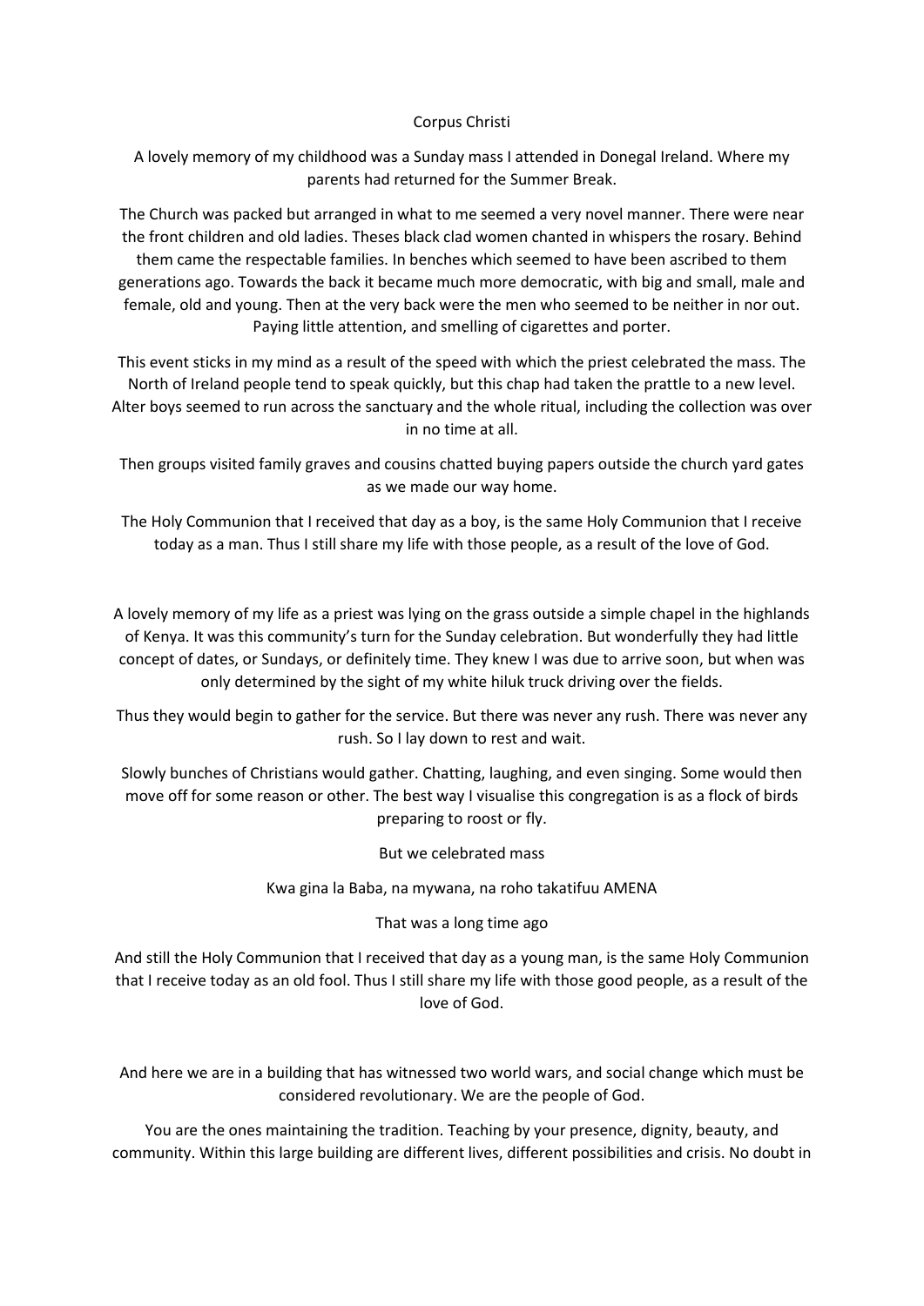# Corpus Christi

A lovely memory of my childhood was a Sunday mass I attended in Donegal Ireland. Where my parents had returned for the Summer Break.

The Church was packed but arranged in what to me seemed a very novel manner. There were near the front children and old ladies. Theses black clad women chanted in whispers the rosary. Behind them came the respectable families. In benches which seemed to have been ascribed to them generations ago. Towards the back it became much more democratic, with big and small, male and female, old and young. Then at the very back were the men who seemed to be neither in nor out. Paying little attention, and smelling of cigarettes and porter.

This event sticks in my mind as a result of the speed with which the priest celebrated the mass. The North of Ireland people tend to speak quickly, but this chap had taken the prattle to a new level. Alter boys seemed to run across the sanctuary and the whole ritual, including the collection was over in no time at all.

Then groups visited family graves and cousins chatted buying papers outside the church yard gates as we made our way home.

The Holy Communion that I received that day as a boy, is the same Holy Communion that I receive today as a man. Thus I still share my life with those people, as a result of the love of God.

A lovely memory of my life as a priest was lying on the grass outside a simple chapel in the highlands of Kenya. It was this community's turn for the Sunday celebration. But wonderfully they had little concept of dates, or Sundays, or definitely time. They knew I was due to arrive soon, but when was only determined by the sight of my white hiluk truck driving over the fields.

Thus they would begin to gather for the service. But there was never any rush. There was never any rush. So I lay down to rest and wait.

Slowly bunches of Christians would gather. Chatting, laughing, and even singing. Some would then move off for some reason or other. The best way I visualise this congregation is as a flock of birds preparing to roost or fly.

But we celebrated mass

Kwa gina la Baba, na mywana, na roho takatifuu AMENA

That was a long time ago

And still the Holy Communion that I received that day as a young man, is the same Holy Communion that I receive today as an old fool. Thus I still share my life with those good people, as a result of the love of God.

And here we are in a building that has witnessed two world wars, and social change which must be considered revolutionary. We are the people of God.

You are the ones maintaining the tradition. Teaching by your presence, dignity, beauty, and community. Within this large building are different lives, different possibilities and crisis. No doubt in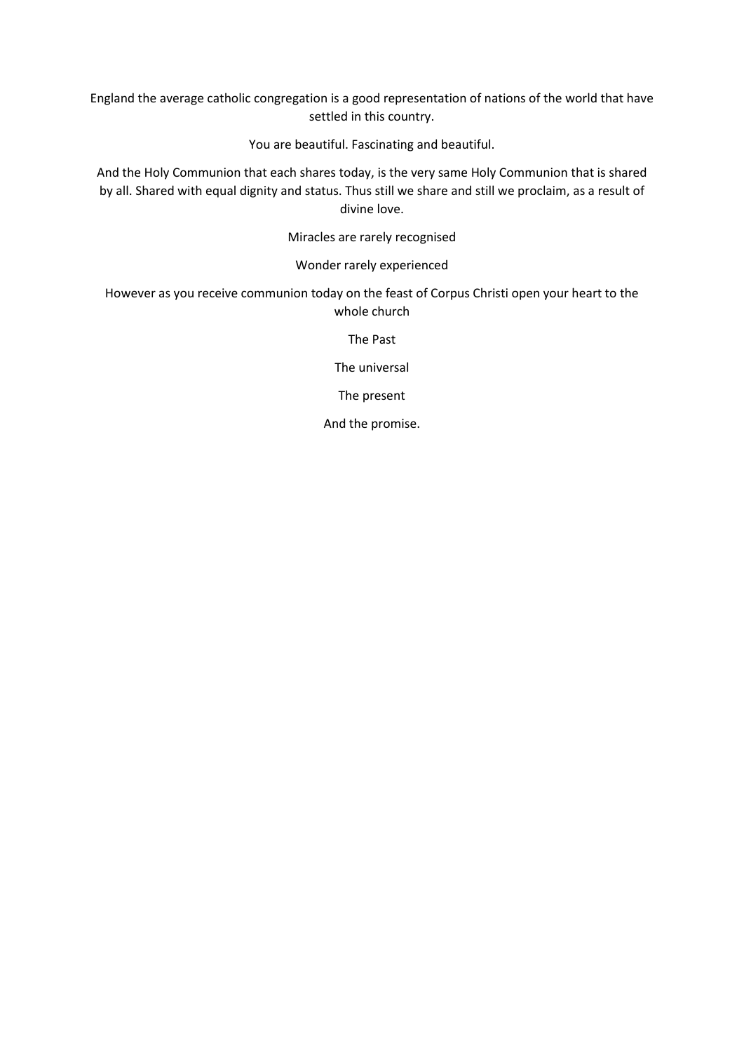England the average catholic congregation is a good representation of nations of the world that have settled in this country.

You are beautiful. Fascinating and beautiful.

And the Holy Communion that each shares today, is the very same Holy Communion that is shared by all. Shared with equal dignity and status. Thus still we share and still we proclaim, as a result of divine love.

Miracles are rarely recognised

Wonder rarely experienced

However as you receive communion today on the feast of Corpus Christi open your heart to the whole church

The Past

The universal

The present

And the promise.